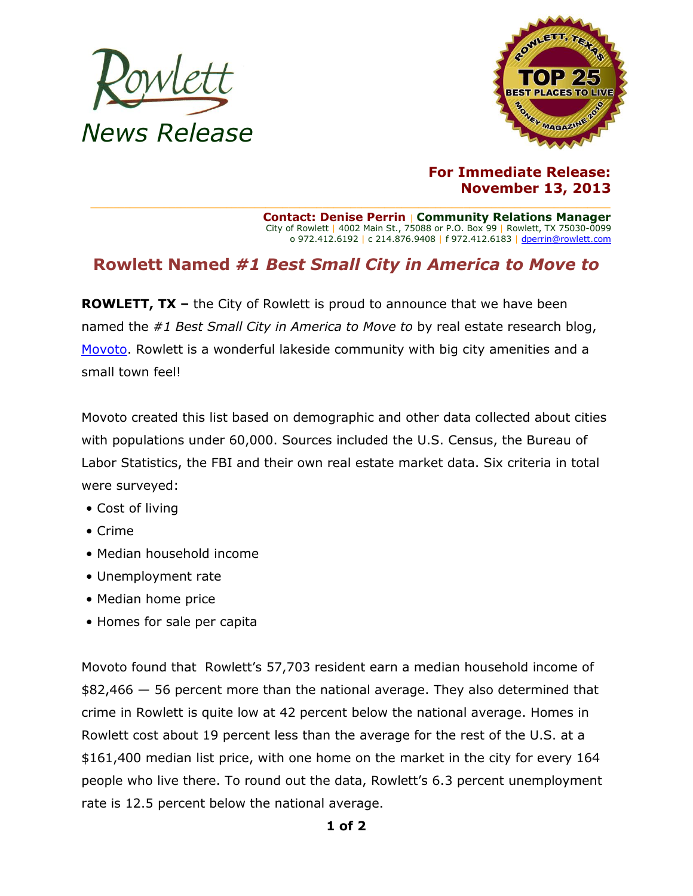Rowlett

News Release

**For Immediate Release: November 13, 2013**

**Contact: Denise Perrin | Community Relations Manager**
City of Rowlett | 4002 Main St., 75088 or P.O. Box 99 | Rowlett, TX 75030-0099
o 972.412.6192 | c 214.876.9408 | f 972.412.6183 | dperrin@rowlett.com

## Rowlett Named *#1 Best Small City in America to Move to*

**ROWLETT, TX –** the City of Rowlett is proud to announce that we have been named the *#1 Best Small City in America to Move to* by real estate research blog, Movoto. Rowlett is a wonderful lakeside community with big city amenities and a small town feel!

Movoto created this list based on demographic and other data collected about cities with populations under 60,000. Sources included the U.S. Census, the Bureau of Labor Statistics, the FBI and their own real estate market data. Six criteria in total were surveyed:

- Cost of living
- Crime
- Median household income
- Unemployment rate
- Median home price
- Homes for sale per capita

Movoto found that Rowlett's 57,703 resident earn a median household income of $82,466 — 56 percent more than the national average. They also determined that crime in Rowlett is quite low at 42 percent below the national average. Homes in Rowlett cost about 19 percent less than the average for the rest of the U.S. at a $161,400 median list price, with one home on the market in the city for every 164 people who live there. To round out the data, Rowlett's 6.3 percent unemployment rate is 12.5 percent below the national average.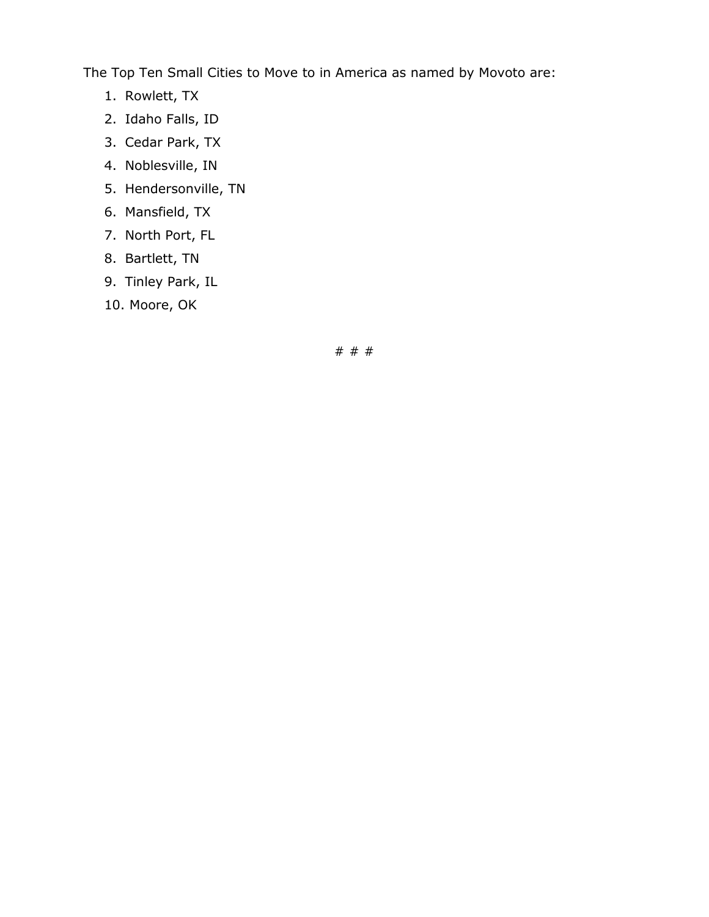The Top Ten Small Cities to Move to in America as named by Movoto are:

1. Rowlett, TX
2. Idaho Falls, ID
3. Cedar Park, TX
4. Noblesville, IN
5. Hendersonville, TN
6. Mansfield, TX
7. North Port, FL
8. Bartlett, TN
9. Tinley Park, IL
10. Moore, OK

# # #